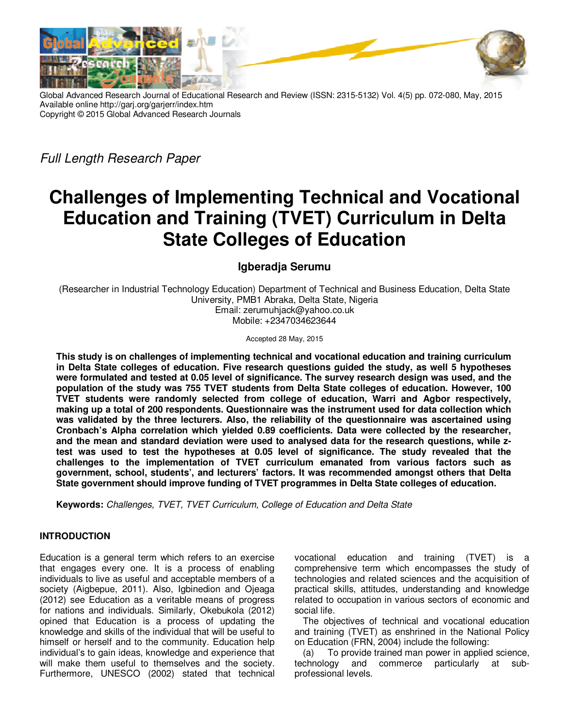Global Advanced Research Journal of Educational Research and Review (ISSN: 2315-5132) Vol. 4(5) pp. 072-080, May, 2015
Available online http://garj.org/garjerr/index.htm
Copyright © 2015 Global Advanced Research Journals

*Full Length Research Paper*

# Challenges of Implementing Technical and Vocational Education and Training (TVET) Curriculum in Delta State Colleges of Education

**Igberadja Serumu**

(Researcher in Industrial Technology Education) Department of Technical and Business Education, Delta State University, PMB1 Abraka, Delta State, Nigeria
Email: zerumuhjack@yahoo.co.uk
Mobile: +2347034623644

Accepted 28 May, 2015

**This study is on challenges of implementing technical and vocational education and training curriculum in Delta State colleges of education. Five research questions guided the study, as well 5 hypotheses were formulated and tested at 0.05 level of significance. The survey research design was used, and the population of the study was 755 TVET students from Delta State colleges of education. However, 100 TVET students were randomly selected from college of education, Warri and Agbor respectively, making up a total of 200 respondents. Questionnaire was the instrument used for data collection which was validated by the three lecturers. Also, the reliability of the questionnaire was ascertained using Cronbach's Alpha correlation which yielded 0.89 coefficients. Data were collected by the researcher, and the mean and standard deviation were used to analysed data for the research questions, while z-test was used to test the hypotheses at 0.05 level of significance. The study revealed that the challenges to the implementation of TVET curriculum emanated from various factors such as government, school, students', and lecturers' factors. It was recommended amongst others that Delta State government should improve funding of TVET programmes in Delta State colleges of education.**

**Keywords:** *Challenges, TVET, TVET Curriculum, College of Education and Delta State*

## INTRODUCTION

Education is a general term which refers to an exercise that engages every one. It is a process of enabling individuals to live as useful and acceptable members of a society (Aigbepue, 2011). Also, Igbinedion and Ojeaga (2012) see Education as a veritable means of progress for nations and individuals. Similarly, Okebukola (2012) opined that Education is a process of updating the knowledge and skills of the individual that will be useful to himself or herself and to the community. Education help individual's to gain ideas, knowledge and experience that will make them useful to themselves and the society. Furthermore, UNESCO (2002) stated that technical vocational education and training (TVET) is a comprehensive term which encompasses the study of technologies and related sciences and the acquisition of practical skills, attitudes, understanding and knowledge related to occupation in various sectors of economic and social life.

The objectives of technical and vocational education and training (TVET) as enshrined in the National Policy on Education (FRN, 2004) include the following:

(a) To provide trained man power in applied science, technology and commerce particularly at sub-professional levels.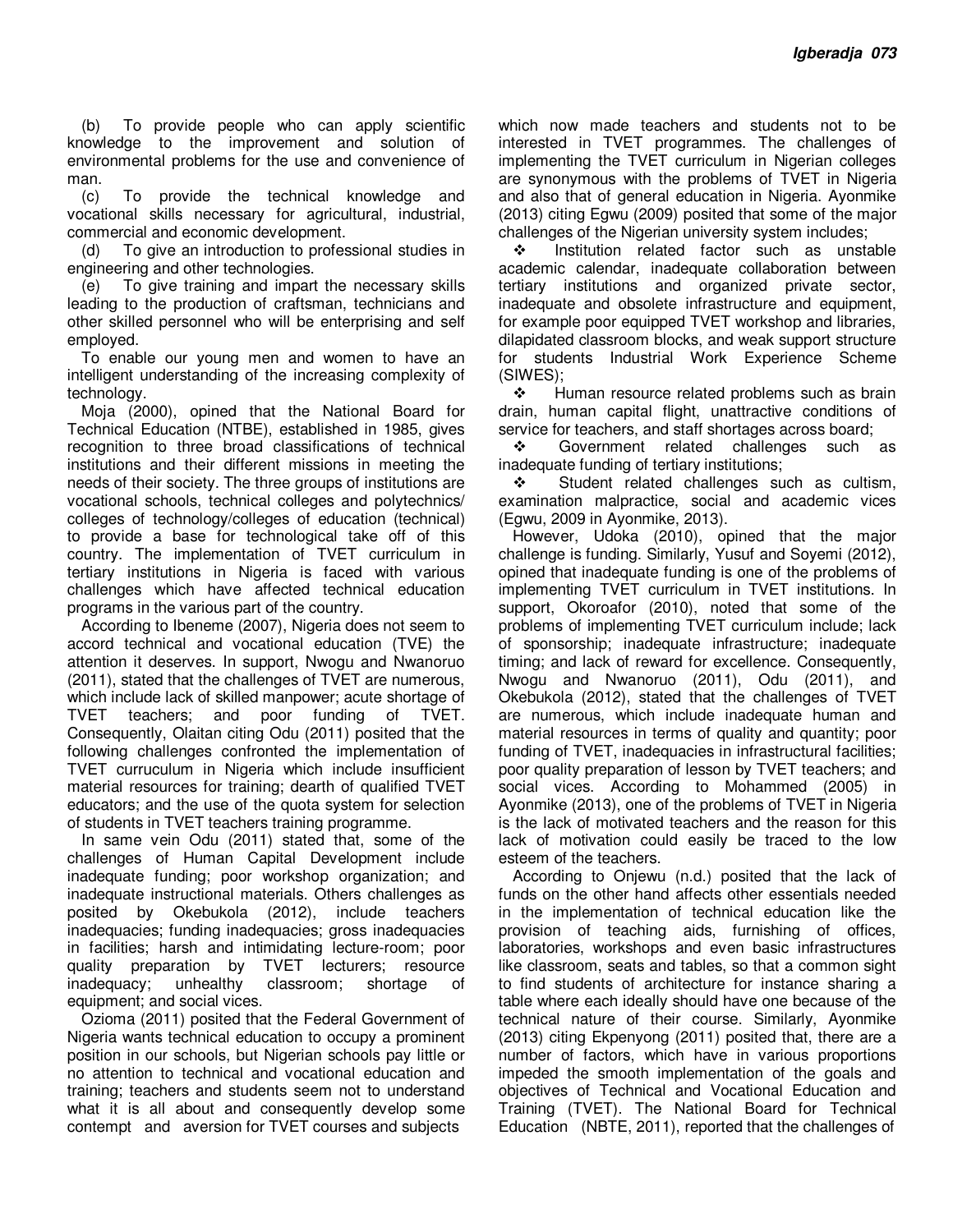(b) To provide people who can apply scientific knowledge to the improvement and solution of environmental problems for the use and convenience of man.

(c) To provide the technical knowledge and vocational skills necessary for agricultural, industrial, commercial and economic development.

(d) To give an introduction to professional studies in engineering and other technologies.

(e) To give training and impart the necessary skills leading to the production of craftsman, technicians and other skilled personnel who will be enterprising and self employed.

To enable our young men and women to have an intelligent understanding of the increasing complexity of technology.

Moja (2000), opined that the National Board for Technical Education (NTBE), established in 1985, gives recognition to three broad classifications of technical institutions and their different missions in meeting the needs of their society. The three groups of institutions are vocational schools, technical colleges and polytechnics/ colleges of technology/colleges of education (technical) to provide a base for technological take off of this country. The implementation of TVET curriculum in tertiary institutions in Nigeria is faced with various challenges which have affected technical education programs in the various part of the country.

According to Ibeneme (2007), Nigeria does not seem to accord technical and vocational education (TVE) the attention it deserves. In support, Nwogu and Nwanoruo (2011), stated that the challenges of TVET are numerous, which include lack of skilled manpower; acute shortage of TVET teachers; and poor funding of TVET. Consequently, Olaitan citing Odu (2011) posited that the following challenges confronted the implementation of TVET curruculum in Nigeria which include insufficient material resources for training; dearth of qualified TVET educators; and the use of the quota system for selection of students in TVET teachers training programme.

In same vein Odu (2011) stated that, some of the challenges of Human Capital Development include inadequate funding; poor workshop organization; and inadequate instructional materials. Others challenges as posited by Okebukola (2012), include teachers inadequacies; funding inadequacies; gross inadequacies in facilities; harsh and intimidating lecture-room; poor quality preparation by TVET lecturers; resource inadequacy; unhealthy classroom; shortage of equipment; and social vices.

Ozioma (2011) posited that the Federal Government of Nigeria wants technical education to occupy a prominent position in our schools, but Nigerian schools pay little or no attention to technical and vocational education and training; teachers and students seem not to understand what it is all about and consequently develop some contempt and aversion for TVET courses and subjects which now made teachers and students not to be interested in TVET programmes. The challenges of implementing the TVET curriculum in Nigerian colleges are synonymous with the problems of TVET in Nigeria and also that of general education in Nigeria. Ayonmike (2013) citing Egwu (2009) posited that some of the major challenges of the Nigerian university system includes;

- Institution related factor such as unstable academic calendar, inadequate collaboration between tertiary institutions and organized private sector, inadequate and obsolete infrastructure and equipment, for example poor equipped TVET workshop and libraries, dilapidated classroom blocks, and weak support structure for students Industrial Work Experience Scheme (SIWES);
- Human resource related problems such as brain drain, human capital flight, unattractive conditions of service for teachers, and staff shortages across board;
- Government related challenges such as inadequate funding of tertiary institutions;
- Student related challenges such as cultism, examination malpractice, social and academic vices (Egwu, 2009 in Ayonmike, 2013).

However, Udoka (2010), opined that the major challenge is funding. Similarly, Yusuf and Soyemi (2012), opined that inadequate funding is one of the problems of implementing TVET curriculum in TVET institutions. In support, Okoroafor (2010), noted that some of the problems of implementing TVET curriculum include; lack of sponsorship; inadequate infrastructure; inadequate timing; and lack of reward for excellence. Consequently, Nwogu and Nwanoruo (2011), Odu (2011), and Okebukola (2012), stated that the challenges of TVET are numerous, which include inadequate human and material resources in terms of quality and quantity; poor funding of TVET, inadequacies in infrastructural facilities; poor quality preparation of lesson by TVET teachers; and social vices. According to Mohammed (2005) in Ayonmike (2013), one of the problems of TVET in Nigeria is the lack of motivated teachers and the reason for this lack of motivation could easily be traced to the low esteem of the teachers.

According to Onjewu (n.d.) posited that the lack of funds on the other hand affects other essentials needed in the implementation of technical education like the provision of teaching aids, furnishing of offices, laboratories, workshops and even basic infrastructures like classroom, seats and tables, so that a common sight to find students of architecture for instance sharing a table where each ideally should have one because of the technical nature of their course. Similarly, Ayonmike (2013) citing Ekpenyong (2011) posited that, there are a number of factors, which have in various proportions impeded the smooth implementation of the goals and objectives of Technical and Vocational Education and Training (TVET). The National Board for Technical Education (NBTE, 2011), reported that the challenges of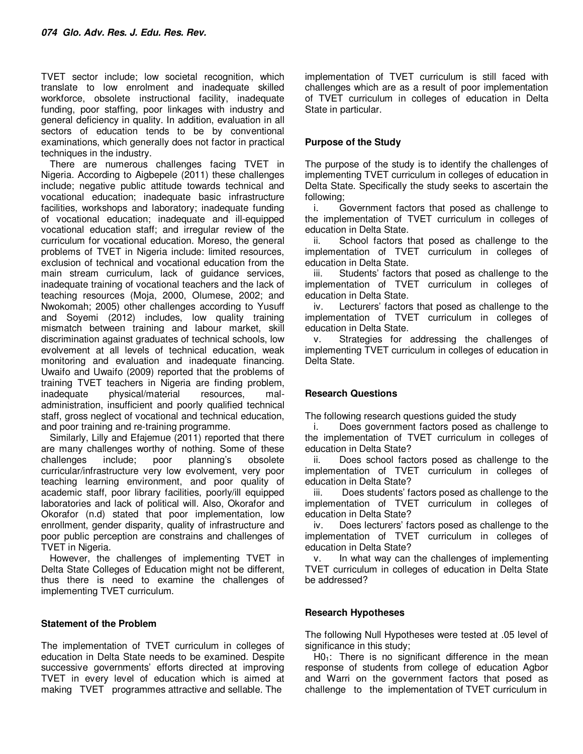TVET sector include; low societal recognition, which translate to low enrolment and inadequate skilled workforce, obsolete instructional facility, inadequate funding, poor staffing, poor linkages with industry and general deficiency in quality. In addition, evaluation in all sectors of education tends to be by conventional examinations, which generally does not factor in practical techniques in the industry.

There are numerous challenges facing TVET in Nigeria. According to Aigbepele (2011) these challenges include; negative public attitude towards technical and vocational education; inadequate basic infrastructure facilities, workshops and laboratory; inadequate funding of vocational education; inadequate and ill-equipped vocational education staff; and irregular review of the curriculum for vocational education. Moreso, the general problems of TVET in Nigeria include: limited resources, exclusion of technical and vocational education from the main stream curriculum, lack of guidance services, inadequate training of vocational teachers and the lack of teaching resources (Moja, 2000, Olumese, 2002; and Nwokomah; 2005) other challenges according to Yusuff and Soyemi (2012) includes, low quality training mismatch between training and labour market, skill discrimination against graduates of technical schools, low evovlement at all levels of technical education, weak monitoring and evaluation and inadequate financing. Uwaifo and Uwaifo (2009) reported that the problems of training TVET teachers in Nigeria are finding problem, inadequate physical/material resources, mal-administration, insufficient and poorly qualified technical staff, gross neglect of vocational and technical education, and poor training and re-training programme.

Similarly, Lilly and Efajemue (2011) reported that there are many challenges worthy of nothing. Some of these challenges include; poor planning's obsolete curricular/infrastructure very low evovlement, very poor teaching learning environment, and poor quality of academic staff, poor library facilities, poorly/ill equipped laboratories and lack of political will. Also, Okorafor and Okorafor (n.d) stated that poor implementation, low enrollment, gender disparity, quality of infrastructure and poor public perception are constrains and challenges of TVET in Nigeria.

However, the challenges of implementing TVET in Delta State Colleges of Education might not be different, thus there is need to examine the challenges of implementing TVET curriculum.

## Statement of the Problem

The implementation of TVET curriculum in colleges of education in Delta State needs to be examined. Despite successive governments' efforts directed at improving TVET in every level of education which is aimed at making TVET programmes attractive and sellable. The implementation of TVET curriculum is still faced with challenges which are as a result of poor implementation of TVET curriculum in colleges of education in Delta State in particular.

## Purpose of the Study

The purpose of the study is to identify the challenges of implementing TVET curriculum in colleges of education in Delta State. Specifically the study seeks to ascertain the following;

i. Government factors that posed as challenge to the implementation of TVET curriculum in colleges of education in Delta State.

ii. School factors that posed as challenge to the implementation of TVET curriculum in colleges of education in Delta State.

iii. Students' factors that posed as challenge to the implementation of TVET curriculum in colleges of education in Delta State.

iv. Lecturers' factors that posed as challenge to the implementation of TVET curriculum in colleges of education in Delta State.

v. Strategies for addressing the challenges of implementing TVET curriculum in colleges of education in Delta State.

## Research Questions

The following research questions guided the study

i. Does government factors posed as challenge to the implementation of TVET curriculum in colleges of education in Delta State?

ii. Does school factors posed as challenge to the implementation of TVET curriculum in colleges of education in Delta State?

iii. Does students' factors posed as challenge to the implementation of TVET curriculum in colleges of education in Delta State?

iv. Does lecturers' factors posed as challenge to the implementation of TVET curriculum in colleges of education in Delta State?

v. In what way can the challenges of implementing TVET curriculum in colleges of education in Delta State be addressed?

## Research Hypotheses

The following Null Hypotheses were tested at .05 level of significance in this study;

$H0_1$: There is no significant difference in the mean response of students from college of education Agbor and Warri on the government factors that posed as challenge to the implementation of TVET curriculum in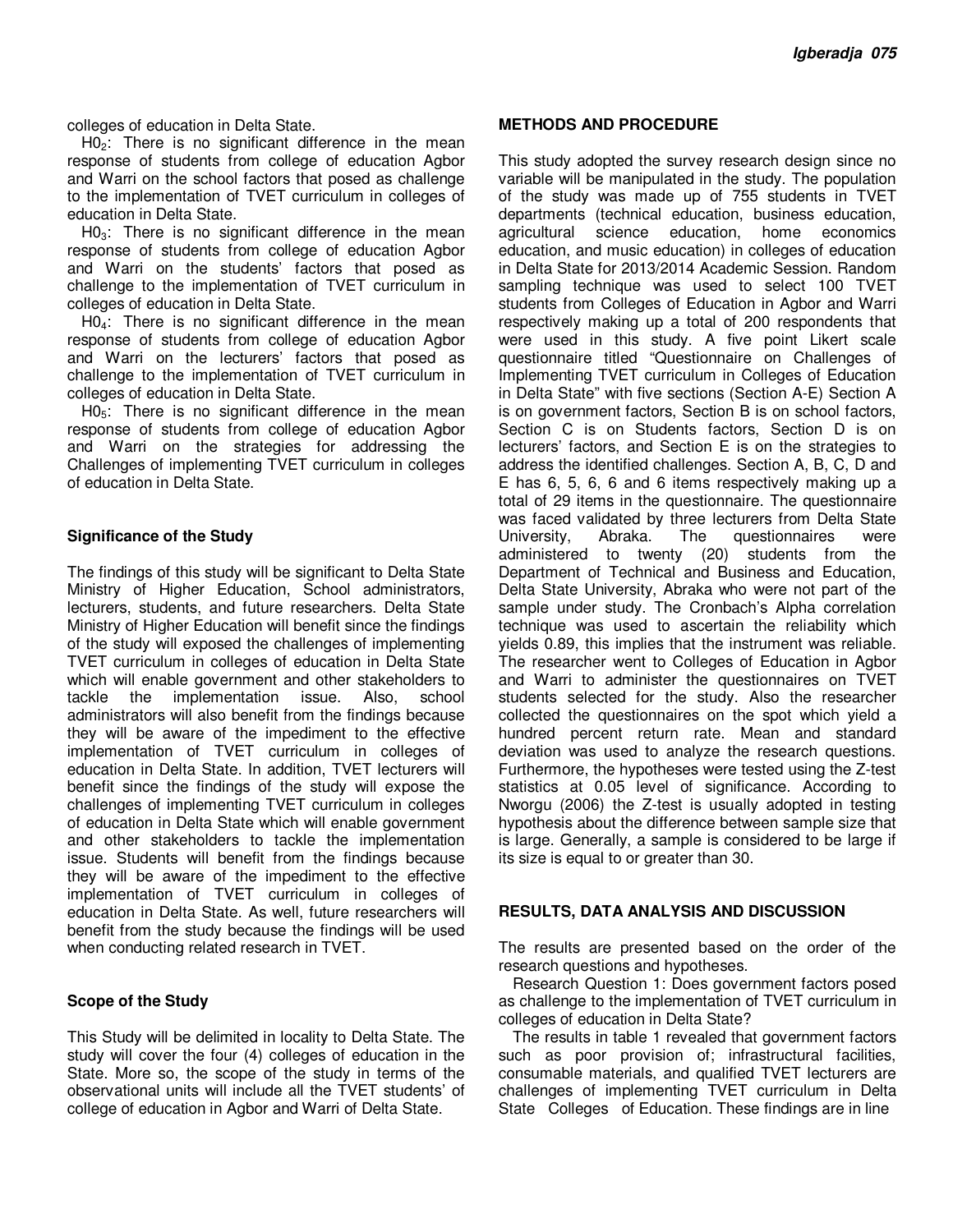colleges of education in Delta State.

$H0_2$: There is no significant difference in the mean response of students from college of education Agbor and Warri on the school factors that posed as challenge to the implementation of TVET curriculum in colleges of education in Delta State.

$H0_3$: There is no significant difference in the mean response of students from college of education Agbor and Warri on the students' factors that posed as challenge to the implementation of TVET curriculum in colleges of education in Delta State.

$H0_4$: There is no significant difference in the mean response of students from college of education Agbor and Warri on the lecturers' factors that posed as challenge to the implementation of TVET curriculum in colleges of education in Delta State.

$H0_5$: There is no significant difference in the mean response of students from college of education Agbor and Warri on the strategies for addressing the Challenges of implementing TVET curriculum in colleges of education in Delta State.

### Significance of the Study

The findings of this study will be significant to Delta State Ministry of Higher Education, School administrators, lecturers, students, and future researchers. Delta State Ministry of Higher Education will benefit since the findings of the study will exposed the challenges of implementing TVET curriculum in colleges of education in Delta State which will enable government and other stakeholders to tackle the implementation issue. Also, school administrators will also benefit from the findings because they will be aware of the impediment to the effective implementation of TVET curriculum in colleges of education in Delta State. In addition, TVET lecturers will benefit since the findings of the study will expose the challenges of implementing TVET curriculum in colleges of education in Delta State which will enable government and other stakeholders to tackle the implementation issue. Students will benefit from the findings because they will be aware of the impediment to the effective implementation of TVET curriculum in colleges of education in Delta State. As well, future researchers will benefit from the study because the findings will be used when conducting related research in TVET.

### Scope of the Study

This Study will be delimited in locality to Delta State. The study will cover the four (4) colleges of education in the State. More so, the scope of the study in terms of the observational units will include all the TVET students' of college of education in Agbor and Warri of Delta State.

### METHODS AND PROCEDURE

This study adopted the survey research design since no variable will be manipulated in the study. The population of the study was made up of 755 students in TVET departments (technical education, business education, agricultural science education, home economics education, and music education) in colleges of education in Delta State for 2013/2014 Academic Session. Random sampling technique was used to select 100 TVET students from Colleges of Education in Agbor and Warri respectively making up a total of 200 respondents that were used in this study. A five point Likert scale questionnaire titled "Questionnaire on Challenges of Implementing TVET curriculum in Colleges of Education in Delta State" with five sections (Section A-E) Section A is on government factors, Section B is on school factors, Section C is on Students factors, Section D is on lecturers' factors, and Section E is on the strategies to address the identified challenges. Section A, B, C, D and E has 6, 5, 6, 6 and 6 items respectively making up a total of 29 items in the questionnaire. The questionnaire was faced validated by three lecturers from Delta State University, Abraka. The questionnaires were administered to twenty (20) students from the Department of Technical and Business and Education, Delta State University, Abraka who were not part of the sample under study. The Cronbach's Alpha correlation technique was used to ascertain the reliability which yields 0.89, this implies that the instrument was reliable. The researcher went to Colleges of Education in Agbor and Warri to administer the questionnaires on TVET students selected for the study. Also the researcher collected the questionnaires on the spot which yield a hundred percent return rate. Mean and standard deviation was used to analyze the research questions. Furthermore, the hypotheses were tested using the Z-test statistics at 0.05 level of significance. According to Nworgu (2006) the Z-test is usually adopted in testing hypothesis about the difference between sample size that is large. Generally, a sample is considered to be large if its size is equal to or greater than 30.

### RESULTS, DATA ANALYSIS AND DISCUSSION

The results are presented based on the order of the research questions and hypotheses.

Research Question 1: Does government factors posed as challenge to the implementation of TVET curriculum in colleges of education in Delta State?

The results in table 1 revealed that government factors such as poor provision of; infrastructural facilities, consumable materials, and qualified TVET lecturers are challenges of implementing TVET curriculum in Delta State Colleges of Education. These findings are in line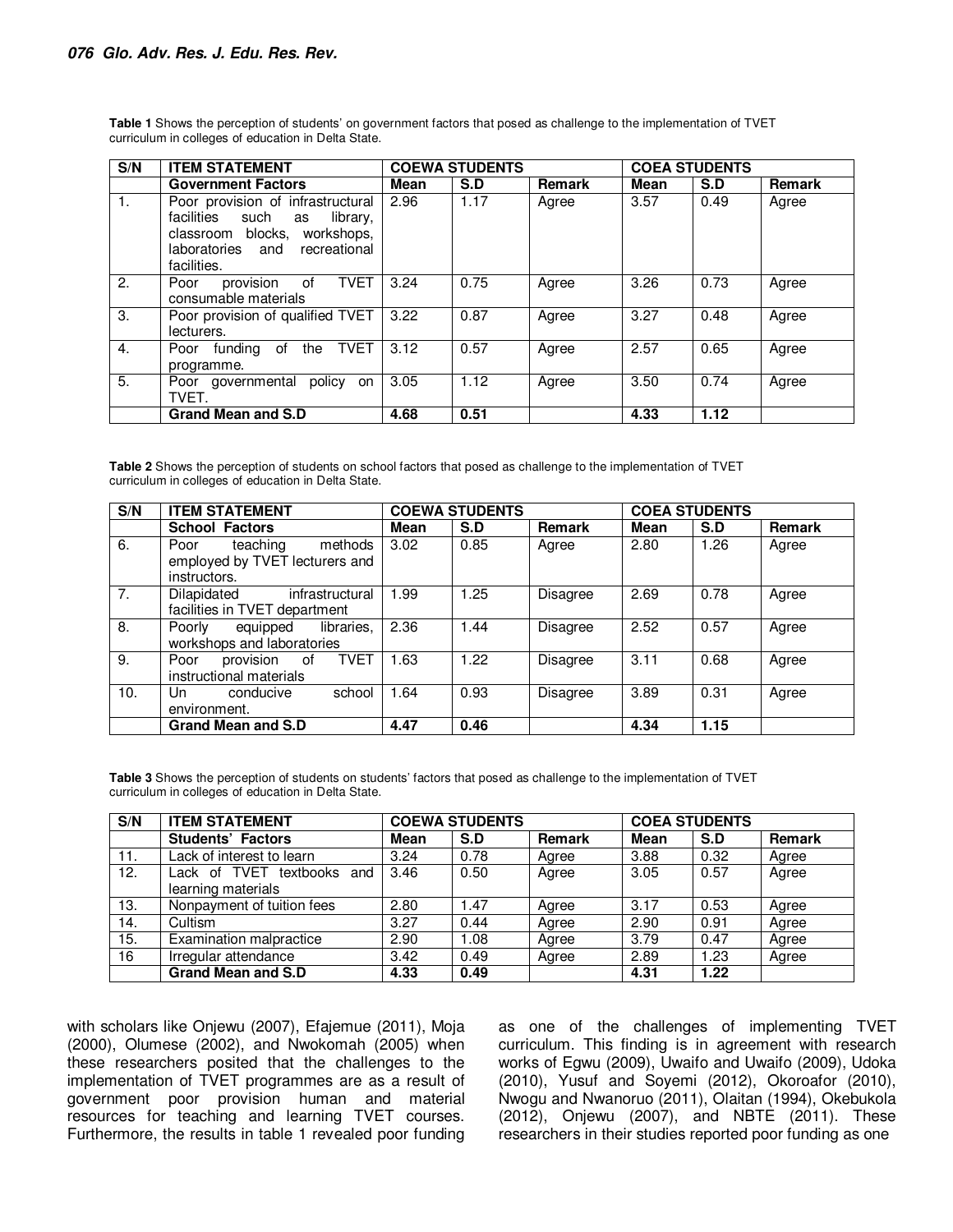**Table 1** Shows the perception of students' on government factors that posed as challenge to the implementation of TVET curriculum in colleges of education in Delta State.

| S/N | ITEM STATEMENT | COEWA STUDENTS | | | COEA STUDENTS | | |
|---|---|---|---|---|---|---|---|
| | **Government Factors** | **Mean** | **S.D** | **Remark** | **Mean** | **S.D** | **Remark** |
| 1. | Poor provision of infrastructural facilities such as library, classroom blocks, workshops, laboratories and recreational facilities. | 2.96 | 1.17 | Agree | 3.57 | 0.49 | Agree |
| 2. | Poor provision of TVET consumable materials | 3.24 | 0.75 | Agree | 3.26 | 0.73 | Agree |
| 3. | Poor provision of qualified TVET lecturers. | 3.22 | 0.87 | Agree | 3.27 | 0.48 | Agree |
| 4. | Poor funding of the TVET programme. | 3.12 | 0.57 | Agree | 2.57 | 0.65 | Agree |
| 5. | Poor governmental policy on TVET. | 3.05 | 1.12 | Agree | 3.50 | 0.74 | Agree |
| | **Grand Mean and S.D** | **4.68** | **0.51** | | **4.33** | **1.12** | |

**Table 2** Shows the perception of students on school factors that posed as challenge to the implementation of TVET curriculum in colleges of education in Delta State.

| S/N | ITEM STATEMENT | COEWA STUDENTS | | | COEA STUDENTS | | |
|---|---|---|---|---|---|---|---|
| | **School Factors** | **Mean** | **S.D** | **Remark** | **Mean** | **S.D** | **Remark** |
| 6. | Poor teaching methods employed by TVET lecturers and instructors. | 3.02 | 0.85 | Agree | 2.80 | 1.26 | Agree |
| 7. | Dilapidated infrastructural facilities in TVET department | 1.99 | 1.25 | Disagree | 2.69 | 0.78 | Agree |
| 8. | Poorly equipped libraries, workshops and laboratories | 2.36 | 1.44 | Disagree | 2.52 | 0.57 | Agree |
| 9. | Poor provision of TVET instructional materials | 1.63 | 1.22 | Disagree | 3.11 | 0.68 | Agree |
| 10. | Un conducive school environment. | 1.64 | 0.93 | Disagree | 3.89 | 0.31 | Agree |
| | **Grand Mean and S.D** | **4.47** | **0.46** | | **4.34** | **1.15** | |

**Table 3** Shows the perception of students on students' factors that posed as challenge to the implementation of TVET curriculum in colleges of education in Delta State.

| S/N | ITEM STATEMENT | COEWA STUDENTS | | | COEA STUDENTS | | |
|---|---|---|---|---|---|---|---|
| | **Students' Factors** | **Mean** | **S.D** | **Remark** | **Mean** | **S.D** | **Remark** |
| 11. | Lack of interest to learn | 3.24 | 0.78 | Agree | 3.88 | 0.32 | Agree |
| 12. | Lack of TVET textbooks and learning materials | 3.46 | 0.50 | Agree | 3.05 | 0.57 | Agree |
| 13. | Nonpayment of tuition fees | 2.80 | 1.47 | Agree | 3.17 | 0.53 | Agree |
| 14. | Cultism | 3.27 | 0.44 | Agree | 2.90 | 0.91 | Agree |
| 15. | Examination malpractice | 2.90 | 1.08 | Agree | 3.79 | 0.47 | Agree |
| 16 | Irregular attendance | 3.42 | 0.49 | Agree | 2.89 | 1.23 | Agree |
| | **Grand Mean and S.D** | **4.33** | **0.49** | | **4.31** | **1.22** | |

with scholars like Onjewu (2007), Efajemue (2011), Moja (2000), Olumese (2002), and Nwokomah (2005) when these researchers posited that the challenges to the implementation of TVET programmes are as a result of government poor provision human and material resources for teaching and learning TVET courses. Furthermore, the results in table 1 revealed poor funding as one of the challenges of implementing TVET curriculum. This finding is in agreement with research works of Egwu (2009), Uwaifo and Uwaifo (2009), Udoka (2010), Yusuf and Soyemi (2012), Okoroafor (2010), Nwogu and Nwanoruo (2011), Olaitan (1994), Okebukola (2012), Onjewu (2007), and NBTE (2011). These researchers in their studies reported poor funding as one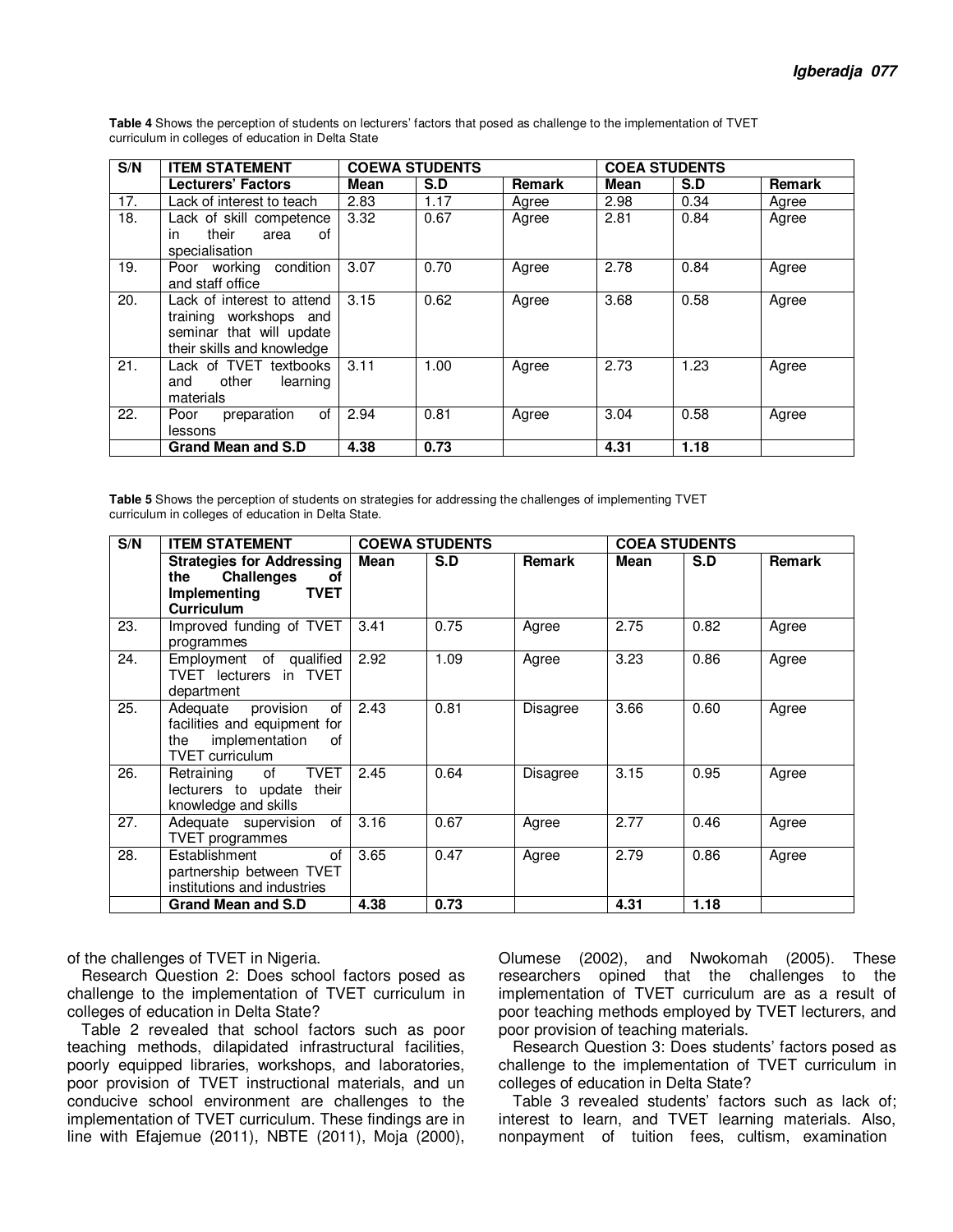**Table 4** Shows the perception of students on lecturers' factors that posed as challenge to the implementation of TVET curriculum in colleges of education in Delta State

| S/N | ITEM STATEMENT | COEWA STUDENTS | | | COEA STUDENTS | | |
|---|---|---|---|---|---|---|---|
| | **Lecturers' Factors** | **Mean** | **S.D** | **Remark** | **Mean** | **S.D** | **Remark** |
| 17. | Lack of interest to teach | 2.83 | 1.17 | Agree | 2.98 | 0.34 | Agree |
| 18. | Lack of skill competence in their area of specialisation | 3.32 | 0.67 | Agree | 2.81 | 0.84 | Agree |
| 19. | Poor working condition and staff office | 3.07 | 0.70 | Agree | 2.78 | 0.84 | Agree |
| 20. | Lack of interest to attend training workshops and seminar that will update their skills and knowledge | 3.15 | 0.62 | Agree | 3.68 | 0.58 | Agree |
| 21. | Lack of TVET textbooks and other learning materials | 3.11 | 1.00 | Agree | 2.73 | 1.23 | Agree |
| 22. | Poor preparation of lessons | 2.94 | 0.81 | Agree | 3.04 | 0.58 | Agree |
| | **Grand Mean and S.D** | **4.38** | **0.73** | | **4.31** | **1.18** | |

**Table 5** Shows the perception of students on strategies for addressing the challenges of implementing TVET curriculum in colleges of education in Delta State.

| S/N | ITEM STATEMENT | COEWA STUDENTS | | | COEA STUDENTS | | |
|---|---|---|---|---|---|---|---|
| | **Strategies for Addressing the Challenges of Implementing TVET Curriculum** | **Mean** | **S.D** | **Remark** | **Mean** | **S.D** | **Remark** |
| 23. | Improved funding of TVET programmes | 3.41 | 0.75 | Agree | 2.75 | 0.82 | Agree |
| 24. | Employment of qualified TVET lecturers in TVET department | 2.92 | 1.09 | Agree | 3.23 | 0.86 | Agree |
| 25. | Adequate provision of facilities and equipment for the implementation of TVET curriculum | 2.43 | 0.81 | Disagree | 3.66 | 0.60 | Agree |
| 26. | Retraining of TVET lecturers to update their knowledge and skills | 2.45 | 0.64 | Disagree | 3.15 | 0.95 | Agree |
| 27. | Adequate supervision of TVET programmes | 3.16 | 0.67 | Agree | 2.77 | 0.46 | Agree |
| 28. | Establishment of partnership between TVET institutions and industries | 3.65 | 0.47 | Agree | 2.79 | 0.86 | Agree |
| | **Grand Mean and S.D** | **4.38** | **0.73** | | **4.31** | **1.18** | |

of the challenges of TVET in Nigeria.

Research Question 2: Does school factors posed as challenge to the implementation of TVET curriculum in colleges of education in Delta State?

Table 2 revealed that school factors such as poor teaching methods, dilapidated infrastructural facilities, poorly equipped libraries, workshops, and laboratories, poor provision of TVET instructional materials, and un conducive school environment are challenges to the implementation of TVET curriculum. These findings are in line with Efajemue (2011), NBTE (2011), Moja (2000), Olumese (2002), and Nwokomah (2005). These researchers opined that the challenges to the implementation of TVET curriculum are as a result of poor teaching methods employed by TVET lecturers, and poor provision of teaching materials.

Research Question 3: Does students' factors posed as challenge to the implementation of TVET curriculum in colleges of education in Delta State?

Table 3 revealed students' factors such as lack of; interest to learn, and TVET learning materials. Also, nonpayment of tuition fees, cultism, examination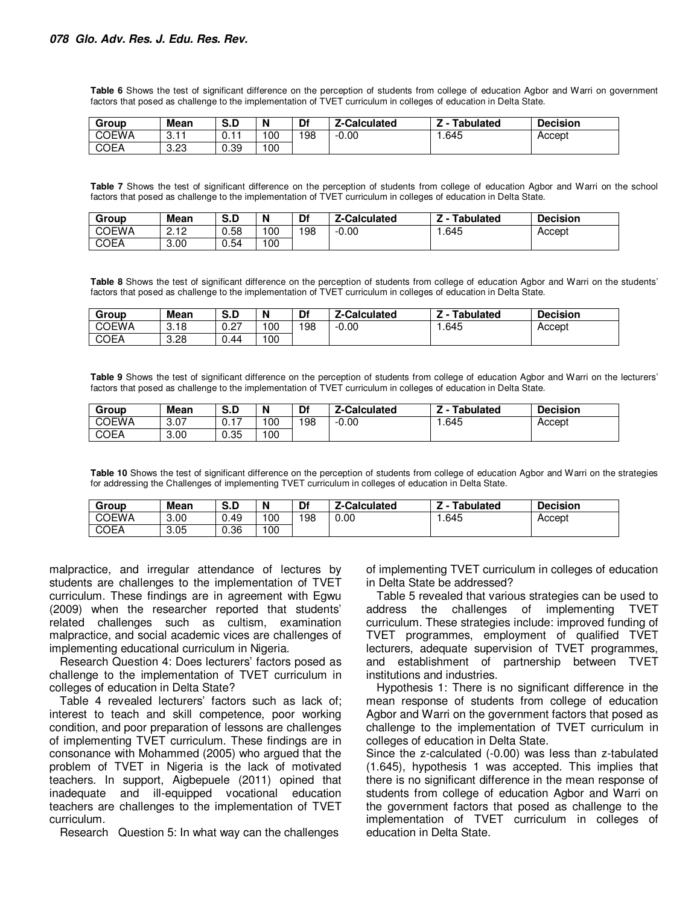**Table 6** Shows the test of significant difference on the perception of students from college of education Agbor and Warri on government factors that posed as challenge to the implementation of TVET curriculum in colleges of education in Delta State.

| Group | Mean | S.D | N | Df | Z-Calculated | Z - Tabulated | Decision |
|---|---|---|---|---|---|---|---|
| COEWA | 3.11 | 0.11 | 100 | 198 | -0.00 | 1.645 | Accept |
| COEA | 3.23 | 0.39 | 100 | | | | |

**Table 7** Shows the test of significant difference on the perception of students from college of education Agbor and Warri on the school factors that posed as challenge to the implementation of TVET curriculum in colleges of education in Delta State.

| Group | Mean | S.D | N | Df | Z-Calculated | Z - Tabulated | Decision |
|---|---|---|---|---|---|---|---|
| COEWA | 2.12 | 0.58 | 100 | 198 | -0.00 | 1.645 | Accept |
| COEA | 3.00 | 0.54 | 100 | | | | |

**Table 8** Shows the test of significant difference on the perception of students from college of education Agbor and Warri on the students' factors that posed as challenge to the implementation of TVET curriculum in colleges of education in Delta State.

| Group | Mean | S.D | N | Df | Z-Calculated | Z - Tabulated | Decision |
|---|---|---|---|---|---|---|---|
| COEWA | 3.18 | 0.27 | 100 | 198 | -0.00 | 1.645 | Accept |
| COEA | 3.28 | 0.44 | 100 | | | | |

**Table 9** Shows the test of significant difference on the perception of students from college of education Agbor and Warri on the lecturers' factors that posed as challenge to the implementation of TVET curriculum in colleges of education in Delta State.

| Group | Mean | S.D | N | Df | Z-Calculated | Z - Tabulated | Decision |
|---|---|---|---|---|---|---|---|
| COEWA | 3.07 | 0.17 | 100 | 198 | -0.00 | 1.645 | Accept |
| COEA | 3.00 | 0.35 | 100 | | | | |

**Table 10** Shows the test of significant difference on the perception of students from college of education Agbor and Warri on the strategies for addressing the Challenges of implementing TVET curriculum in colleges of education in Delta State.

| Group | Mean | S.D | N | Df | Z-Calculated | Z - Tabulated | Decision |
|---|---|---|---|---|---|---|---|
| COEWA | 3.00 | 0.49 | 100 | 198 | 0.00 | 1.645 | Accept |
| COEA | 3.05 | 0.36 | 100 | | | | |

malpractice, and irregular attendance of lectures by students are challenges to the implementation of TVET curriculum. These findings are in agreement with Egwu (2009) when the researcher reported that students' related challenges such as cultism, examination malpractice, and social academic vices are challenges of implementing educational curriculum in Nigeria.

Research Question 4: Does lecturers' factors posed as challenge to the implementation of TVET curriculum in colleges of education in Delta State?

Table 4 revealed lecturers' factors such as lack of; interest to teach and skill competence, poor working condition, and poor preparation of lessons are challenges of implementing TVET curriculum. These findings are in consonance with Mohammed (2005) who argued that the problem of TVET in Nigeria is the lack of motivated teachers. In support, Aigbepuele (2011) opined that inadequate and ill-equipped vocational education teachers are challenges to the implementation of TVET curriculum.

Research Question 5: In what way can the challenges of implementing TVET curriculum in colleges of education in Delta State be addressed?

Table 5 revealed that various strategies can be used to address the challenges of implementing TVET curriculum. These strategies include: improved funding of TVET programmes, employment of qualified TVET lecturers, adequate supervision of TVET programmes, and establishment of partnership between TVET institutions and industries.

Hypothesis 1: There is no significant difference in the mean response of students from college of education Agbor and Warri on the government factors that posed as challenge to the implementation of TVET curriculum in colleges of education in Delta State.

Since the z-calculated (-0.00) was less than z-tabulated (1.645), hypothesis 1 was accepted. This implies that there is no significant difference in the mean response of students from college of education Agbor and Warri on the government factors that posed as challenge to the implementation of TVET curriculum in colleges of education in Delta State.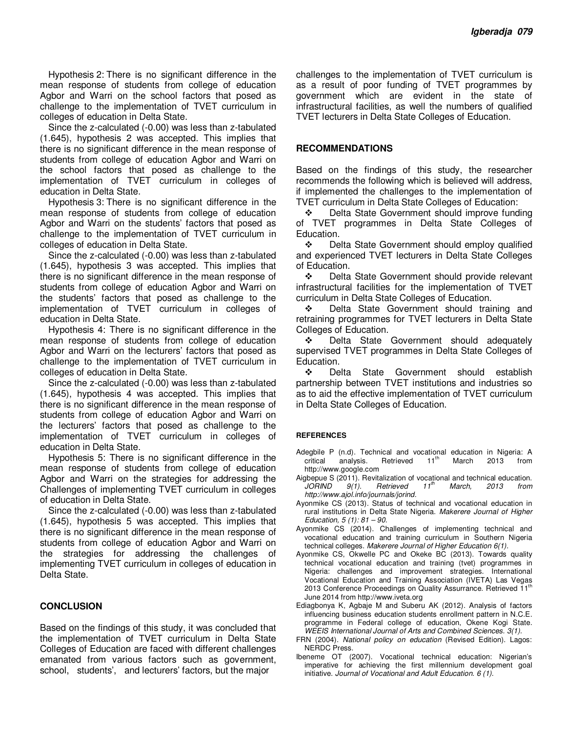Hypothesis 2: There is no significant difference in the mean response of students from college of education Agbor and Warri on the school factors that posed as challenge to the implementation of TVET curriculum in colleges of education in Delta State.

Since the z-calculated (-0.00) was less than z-tabulated (1.645), hypothesis 2 was accepted. This implies that there is no significant difference in the mean response of students from college of education Agbor and Warri on the school factors that posed as challenge to the implementation of TVET curriculum in colleges of education in Delta State.

Hypothesis 3: There is no significant difference in the mean response of students from college of education Agbor and Warri on the students' factors that posed as challenge to the implementation of TVET curriculum in colleges of education in Delta State.

Since the z-calculated (-0.00) was less than z-tabulated (1.645), hypothesis 3 was accepted. This implies that there is no significant difference in the mean response of students from college of education Agbor and Warri on the students' factors that posed as challenge to the implementation of TVET curriculum in colleges of education in Delta State.

Hypothesis 4: There is no significant difference in the mean response of students from college of education Agbor and Warri on the lecturers' factors that posed as challenge to the implementation of TVET curriculum in colleges of education in Delta State.

Since the z-calculated (-0.00) was less than z-tabulated (1.645), hypothesis 4 was accepted. This implies that there is no significant difference in the mean response of students from college of education Agbor and Warri on the lecturers' factors that posed as challenge to the implementation of TVET curriculum in colleges of education in Delta State.

Hypothesis 5: There is no significant difference in the mean response of students from college of education Agbor and Warri on the strategies for addressing the Challenges of implementing TVET curriculum in colleges of education in Delta State.

Since the z-calculated (-0.00) was less than z-tabulated (1.645), hypothesis 5 was accepted. This implies that there is no significant difference in the mean response of students from college of education Agbor and Warri on the strategies for addressing the challenges of implementing TVET curriculum in colleges of education in Delta State.

## CONCLUSION

Based on the findings of this study, it was concluded that the implementation of TVET curriculum in Delta State Colleges of Education are faced with different challenges emanated from various factors such as government, school, students', and lecturers' factors, but the major challenges to the implementation of TVET curriculum is as a result of poor funding of TVET programmes by government which are evident in the state of infrastructural facilities, as well the numbers of qualified TVET lecturers in Delta State Colleges of Education.

## RECOMMENDATIONS

Based on the findings of this study, the researcher recommends the following which is believed will address, if implemented the challenges to the implementation of TVET curriculum in Delta State Colleges of Education:

- Delta State Government should improve funding of TVET programmes in Delta State Colleges of Education.
- Delta State Government should employ qualified and experienced TVET lecturers in Delta State Colleges of Education.
- Delta State Government should provide relevant infrastructural facilities for the implementation of TVET curriculum in Delta State Colleges of Education.
- Delta State Government should training and retraining programmes for TVET lecturers in Delta State Colleges of Education.
- Delta State Government should adequately supervised TVET programmes in Delta State Colleges of Education.
- Delta State Government should establish partnership between TVET institutions and industries so as to aid the effective implementation of TVET curriculum in Delta State Colleges of Education.

## REFERENCES

Adegbile P (n.d). Technical and vocational education in Nigeria: A critical analysis. Retrieved 11th March 2013 from http://www.google.com

Aigbepue S (2011). Revitalization of vocational and technical education. *JORIND 9(1). Retrieved 11th March, 2013 from http://www.ajol.info/journals/jorind.*

Ayonmike CS (2013). Status of technical and vocational education in rural institutions in Delta State Nigeria. *Makerere Journal of Higher Education, 5 (1): 81 – 90.*

Ayonmike CS (2014). Challenges of implementing technical and vocational education and training curriculum in Southern Nigeria technical colleges. *Makerere Journal of Higher Education 6(1).*

Ayonmike CS, Okwelle PC and Okeke BC (2013). Towards quality technical vocational education and training (tvet) programmes in Nigeria: challenges and improvement strategies. International Vocational Education and Training Association (IVETA) Las Vegas 2013 Conference Proceedings on Quality Assurrance. Retrieved 11th June 2014 from http://www.iveta.org

Ediagbonya K, Agbaje M and Suberu AK (2012). Analysis of factors influencing business education students enrollment pattern in N.C.E. programme in Federal college of education, Okene Kogi State. *WEEIS International Journal of Arts and Combined Sciences. 3(1).*

FRN (2004). *National policy on education* (Revised Edition). Lagos: NERDC Press.

Ibeneme OT (2007). Vocational technical education: Nigerian's imperative for achieving the first millennium development goal initiative. *Journal of Vocational and Adult Education. 6 (1).*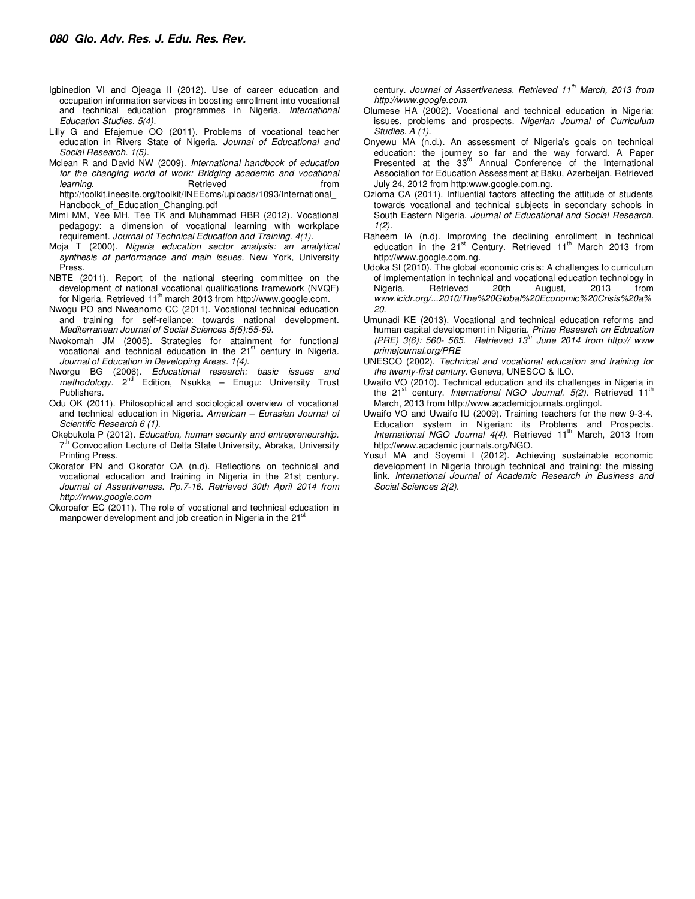Igbinedion VI and Ojeaga II (2012). Use of career education and occupation information services in boosting enrollment into vocational and technical education programmes in Nigeria. *International Education Studies. 5(4).*

Lilly G and Efajemue OO (2011). Problems of vocational teacher education in Rivers State of Nigeria. *Journal of Educational and Social Research. 1(5).*

Mclean R and David NW (2009). *International handbook of education for the changing world of work: Bridging academic and vocational learning*. Retrieved from http://toolkit.ineesite.org/toolkit/INEEcms/uploads/1093/International_Handbook_of_Education_Changing.pdf

Mimi MM, Yee MH, Tee TK and Muhammad RBR (2012). Vocational pedagogy: a dimension of vocational learning with workplace requirement. *Journal of Technical Education and Training. 4(1).*

Moja T (2000). *Nigeria education sector analysis: an analytical synthesis of performance and main issues*. New York, University Press.

NBTE (2011). Report of the national steering committee on the development of national vocational qualifications framework (NVQF) for Nigeria. Retrieved 11th march 2013 from http://www.google.com.

Nwogu PO and Nweanomo CC (2011). Vocational technical education and training for self-reliance: towards national development. *Mediterranean Journal of Social Sciences 5(5):55-59.*

Nwokomah JM (2005). Strategies for attainment for functional vocational and technical education in the 21st century in Nigeria. *Journal of Education in Developing Areas. 1(4).*

Nworgu BG (2006). *Educational research: basic issues and methodology.* 2nd Edition, Nsukka – Enugu: University Trust Publishers.

Odu OK (2011). Philosophical and sociological overview of vocational and technical education in Nigeria. *American – Eurasian Journal of Scientific Research 6 (1).*

Okebukola P (2012). *Education, human security and entrepreneurship.* 7th Convocation Lecture of Delta State University, Abraka, University Printing Press.

Okorafor PN and Okorafor OA (n.d). Reflections on technical and vocational education and training in Nigeria in the 21st century. *Journal of Assertiveness. Pp.7-16. Retrieved 30th April 2014 from http://www.google.com*

Okoroafor EC (2011). The role of vocational and technical education in manpower development and job creation in Nigeria in the 21st century. *Journal of Assertiveness. Retrieved 11th March, 2013 from http://www.google.com.*

Olumese HA (2002). Vocational and technical education in Nigeria: issues, problems and prospects. *Nigerian Journal of Curriculum Studies. A (1).*

Onyewu MA (n.d.). An assessment of Nigeria's goals on technical education: the journey so far and the way forward. A Paper Presented at the 33rd Annual Conference of the International Association for Education Assessment at Baku, Azerbeijan. Retrieved July 24, 2012 from http:www.google.com.ng.

Ozioma CA (2011). Influential factors affecting the attitude of students towards vocational and technical subjects in secondary schools in South Eastern Nigeria. *Journal of Educational and Social Research. 1(2).*

Raheem IA (n.d). Improving the declining enrollment in technical education in the 21st Century. Retrieved 11th March 2013 from http://www.google.com.ng.

Udoka SI (2010). The global economic crisis: A challenges to curriculum of implementation in technical and vocational education technology in Nigeria. Retrieved 20th August, 2013 from *www.icidr.org/...2010/The%20Global%20Economic%20Crisis%20a%20.*

Umunadi KE (2013). Vocational and technical education reforms and human capital development in Nigeria. *Prime Research on Education (PRE) 3(6): 560- 565. Retrieved 13th June 2014 from http:// www primejournal.org/PRE*

UNESCO (2002). *Technical and vocational education and training for the twenty-first century*. Geneva, UNESCO & ILO.

Uwaifo VO (2010). Technical education and its challenges in Nigeria in the 21st century. *International NGO Journal. 5(2).* Retrieved 11th March, 2013 from http://www.academicjournals.orglingol.

Uwaifo VO and Uwaifo IU (2009). Training teachers for the new 9-3-4. Education system in Nigerian: its Problems and Prospects. *International NGO Journal 4(4)*. Retrieved 11th March, 2013 from http://www.academic journals.org/NGO.

Yusuf MA and Soyemi I (2012). Achieving sustainable economic development in Nigeria through technical and training: the missing link. *International Journal of Academic Research in Business and Social Sciences 2(2).*